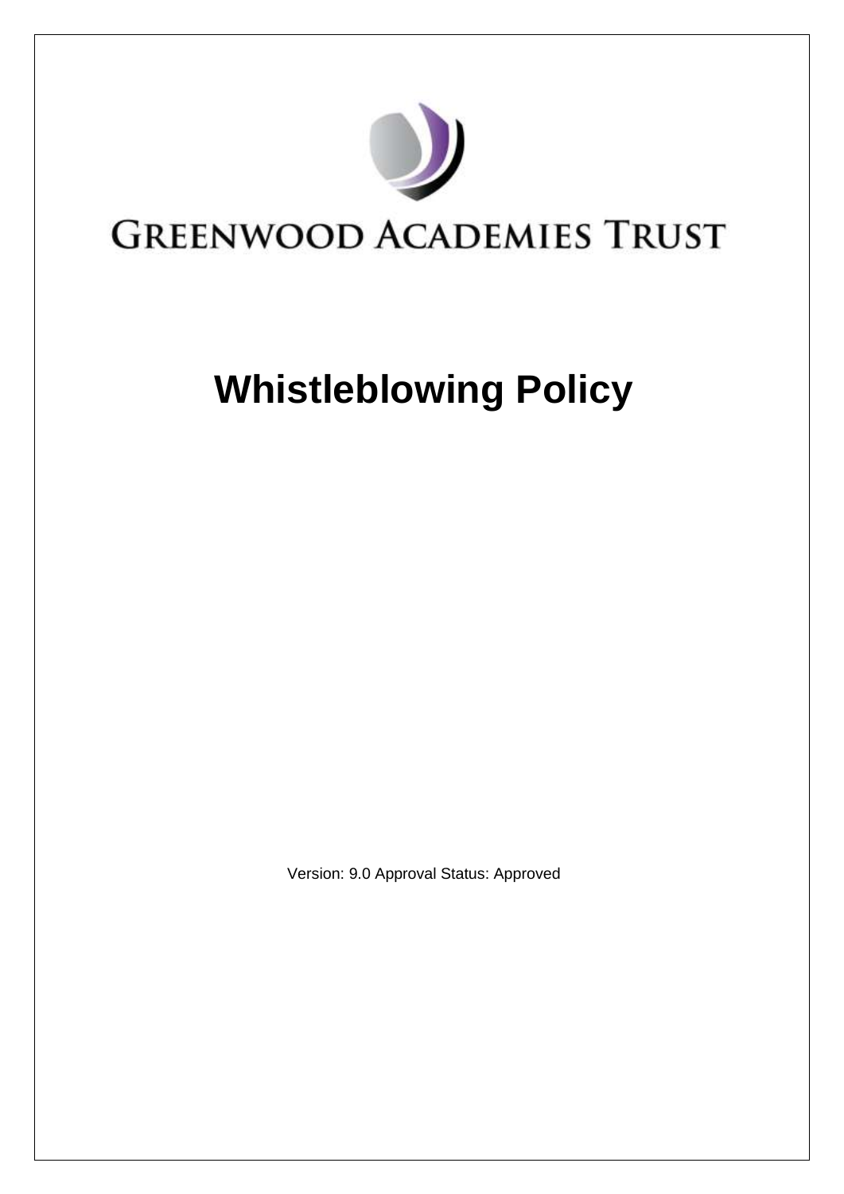GREENWOOD ACADEMIES TRUST

# Whistleblowing Policy

Version: 9.0 Approval Status: Approved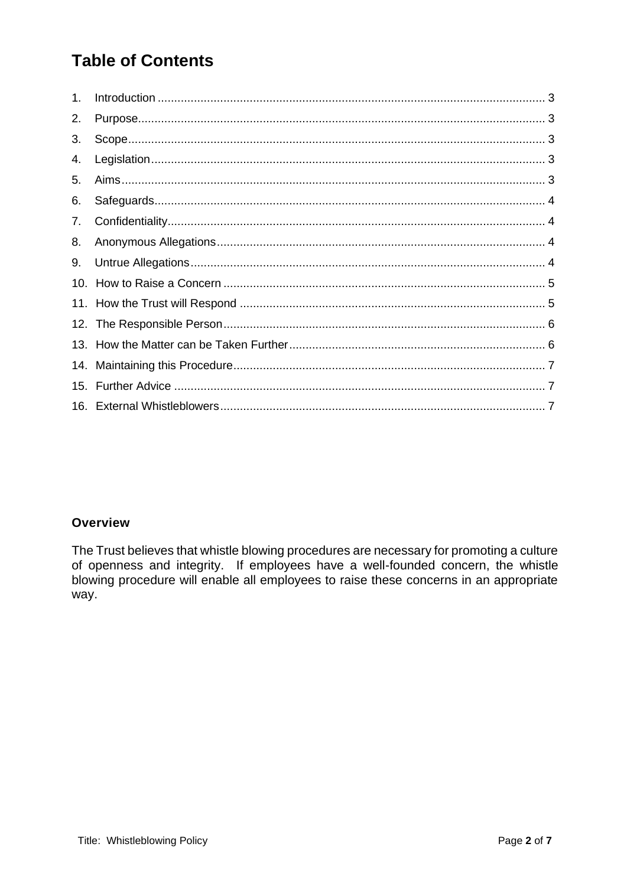# Table of Contents

1. Introduction ..... 3
2. Purpose ..... 3
3. Scope ..... 3
4. Legislation ..... 3
5. Aims ..... 3
6. Safeguards ..... 4
7. Confidentiality ..... 4
8. Anonymous Allegations ..... 4
9. Untrue Allegations ..... 4
10. How to Raise a Concern ..... 5
11. How the Trust will Respond ..... 5
12. The Responsible Person ..... 6
13. How the Matter can be Taken Further ..... 6
14. Maintaining this Procedure ..... 7
15. Further Advice ..... 7
16. External Whistleblowers ..... 7

**Overview**

The Trust believes that whistle blowing procedures are necessary for promoting a culture of openness and integrity. If employees have a well-founded concern, the whistle blowing procedure will enable all employees to raise these concerns in an appropriate way.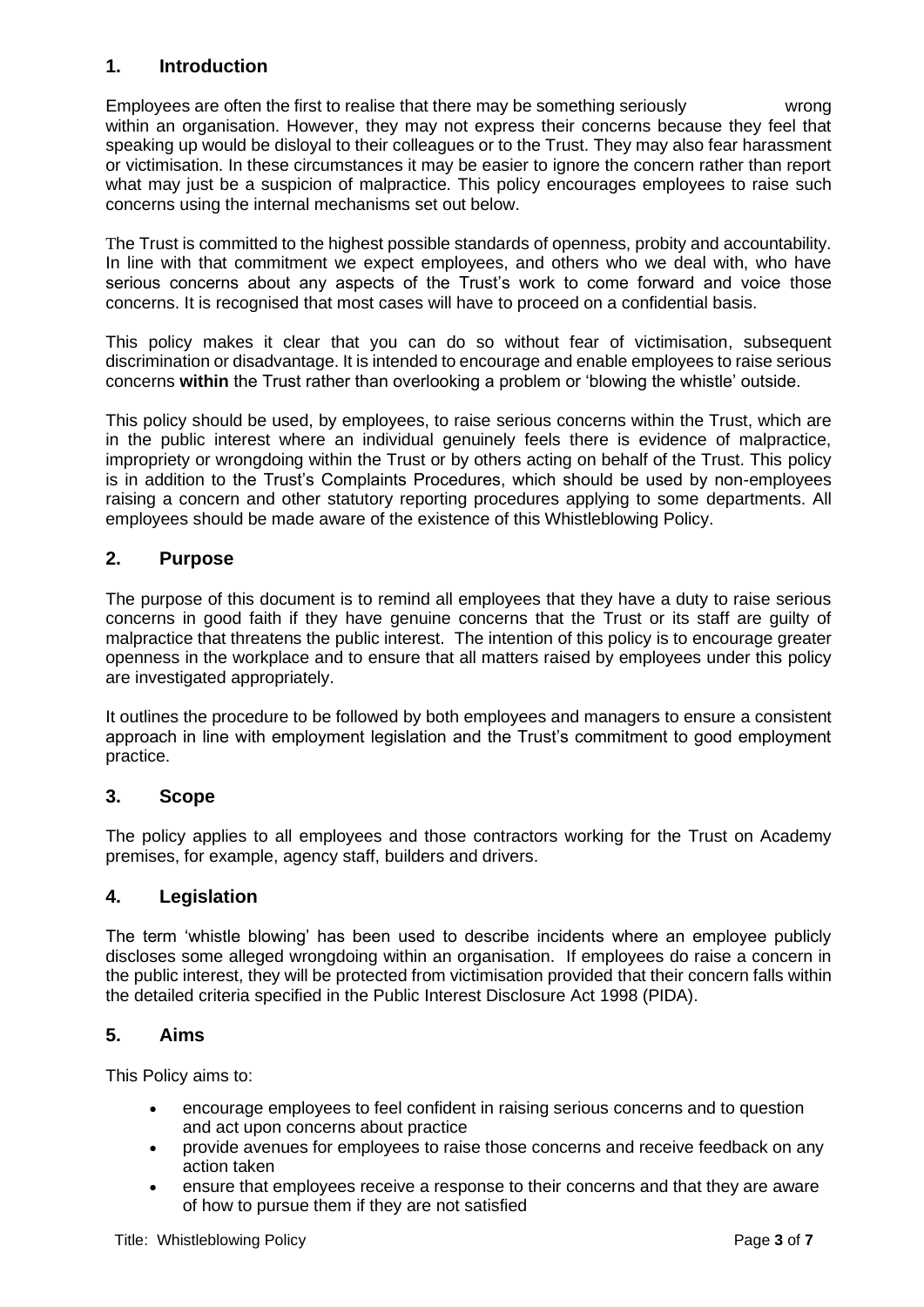## 1. Introduction

Employees are often the first to realise that there may be something seriously wrong within an organisation. However, they may not express their concerns because they feel that speaking up would be disloyal to their colleagues or to the Trust. They may also fear harassment or victimisation. In these circumstances it may be easier to ignore the concern rather than report what may just be a suspicion of malpractice. This policy encourages employees to raise such concerns using the internal mechanisms set out below.

The Trust is committed to the highest possible standards of openness, probity and accountability. In line with that commitment we expect employees, and others who we deal with, who have serious concerns about any aspects of the Trust's work to come forward and voice those concerns. It is recognised that most cases will have to proceed on a confidential basis.

This policy makes it clear that you can do so without fear of victimisation, subsequent discrimination or disadvantage. It is intended to encourage and enable employees to raise serious concerns **within** the Trust rather than overlooking a problem or 'blowing the whistle' outside.

This policy should be used, by employees, to raise serious concerns within the Trust, which are in the public interest where an individual genuinely feels there is evidence of malpractice, impropriety or wrongdoing within the Trust or by others acting on behalf of the Trust. This policy is in addition to the Trust's Complaints Procedures, which should be used by non-employees raising a concern and other statutory reporting procedures applying to some departments. All employees should be made aware of the existence of this Whistleblowing Policy.

## 2. Purpose

The purpose of this document is to remind all employees that they have a duty to raise serious concerns in good faith if they have genuine concerns that the Trust or its staff are guilty of malpractice that threatens the public interest. The intention of this policy is to encourage greater openness in the workplace and to ensure that all matters raised by employees under this policy are investigated appropriately.

It outlines the procedure to be followed by both employees and managers to ensure a consistent approach in line with employment legislation and the Trust's commitment to good employment practice.

## 3. Scope

The policy applies to all employees and those contractors working for the Trust on Academy premises, for example, agency staff, builders and drivers.

## 4. Legislation

The term 'whistle blowing' has been used to describe incidents where an employee publicly discloses some alleged wrongdoing within an organisation. If employees do raise a concern in the public interest, they will be protected from victimisation provided that their concern falls within the detailed criteria specified in the Public Interest Disclosure Act 1998 (PIDA).

## 5. Aims

This Policy aims to:

- encourage employees to feel confident in raising serious concerns and to question and act upon concerns about practice
- provide avenues for employees to raise those concerns and receive feedback on any action taken
- ensure that employees receive a response to their concerns and that they are aware of how to pursue them if they are not satisfied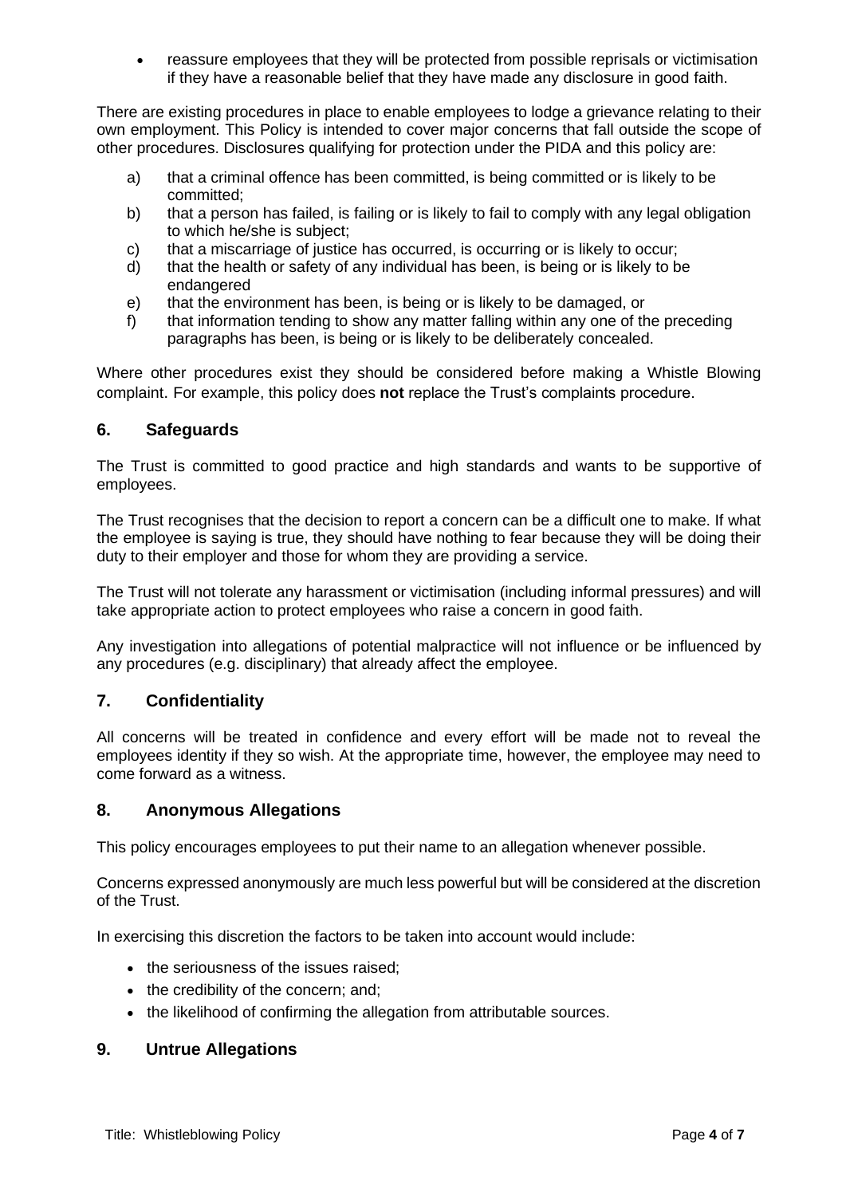- reassure employees that they will be protected from possible reprisals or victimisation if they have a reasonable belief that they have made any disclosure in good faith.

There are existing procedures in place to enable employees to lodge a grievance relating to their own employment. This Policy is intended to cover major concerns that fall outside the scope of other procedures. Disclosures qualifying for protection under the PIDA and this policy are:

a) that a criminal offence has been committed, is being committed or is likely to be committed;
b) that a person has failed, is failing or is likely to fail to comply with any legal obligation to which he/she is subject;
c) that a miscarriage of justice has occurred, is occurring or is likely to occur;
d) that the health or safety of any individual has been, is being or is likely to be endangered
e) that the environment has been, is being or is likely to be damaged, or
f) that information tending to show any matter falling within any one of the preceding paragraphs has been, is being or is likely to be deliberately concealed.

Where other procedures exist they should be considered before making a Whistle Blowing complaint. For example, this policy does **not** replace the Trust's complaints procedure.

## 6. Safeguards

The Trust is committed to good practice and high standards and wants to be supportive of employees.

The Trust recognises that the decision to report a concern can be a difficult one to make. If what the employee is saying is true, they should have nothing to fear because they will be doing their duty to their employer and those for whom they are providing a service.

The Trust will not tolerate any harassment or victimisation (including informal pressures) and will take appropriate action to protect employees who raise a concern in good faith.

Any investigation into allegations of potential malpractice will not influence or be influenced by any procedures (e.g. disciplinary) that already affect the employee.

## 7. Confidentiality

All concerns will be treated in confidence and every effort will be made not to reveal the employees identity if they so wish. At the appropriate time, however, the employee may need to come forward as a witness.

## 8. Anonymous Allegations

This policy encourages employees to put their name to an allegation whenever possible.

Concerns expressed anonymously are much less powerful but will be considered at the discretion of the Trust.

In exercising this discretion the factors to be taken into account would include:

- the seriousness of the issues raised;
- the credibility of the concern; and;
- the likelihood of confirming the allegation from attributable sources.

## 9. Untrue Allegations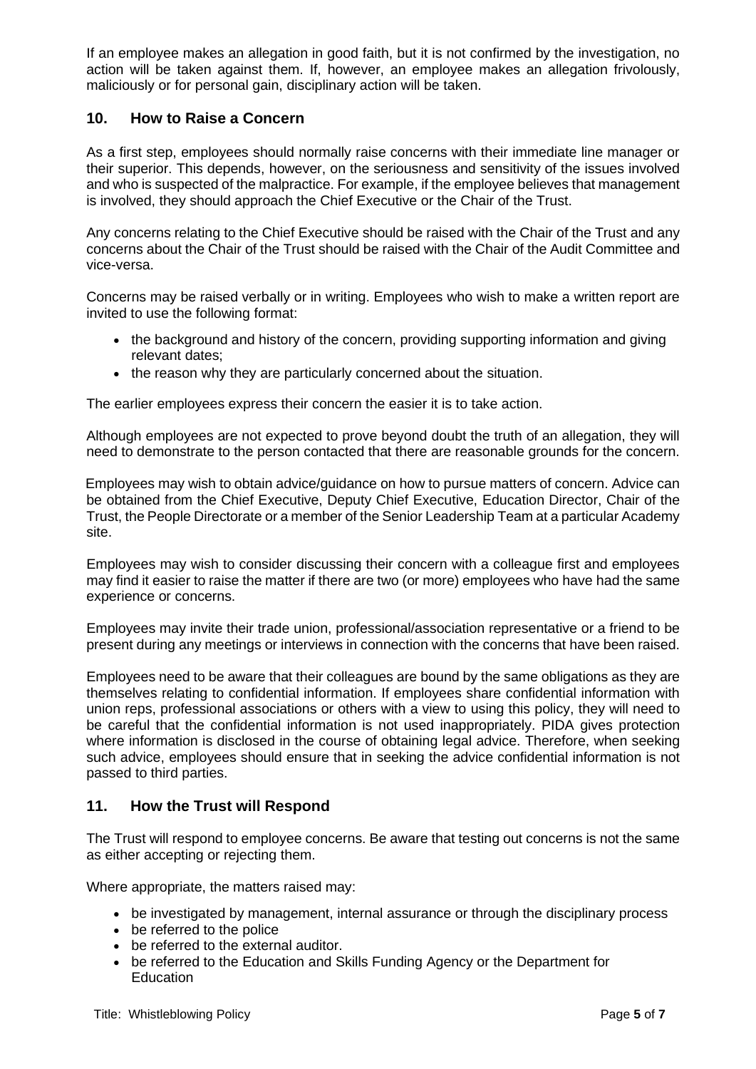If an employee makes an allegation in good faith, but it is not confirmed by the investigation, no action will be taken against them. If, however, an employee makes an allegation frivolously, maliciously or for personal gain, disciplinary action will be taken.

## 10. How to Raise a Concern

As a first step, employees should normally raise concerns with their immediate line manager or their superior. This depends, however, on the seriousness and sensitivity of the issues involved and who is suspected of the malpractice. For example, if the employee believes that management is involved, they should approach the Chief Executive or the Chair of the Trust.

Any concerns relating to the Chief Executive should be raised with the Chair of the Trust and any concerns about the Chair of the Trust should be raised with the Chair of the Audit Committee and vice-versa.

Concerns may be raised verbally or in writing. Employees who wish to make a written report are invited to use the following format:

- the background and history of the concern, providing supporting information and giving relevant dates;
- the reason why they are particularly concerned about the situation.

The earlier employees express their concern the easier it is to take action.

Although employees are not expected to prove beyond doubt the truth of an allegation, they will need to demonstrate to the person contacted that there are reasonable grounds for the concern.

Employees may wish to obtain advice/guidance on how to pursue matters of concern. Advice can be obtained from the Chief Executive, Deputy Chief Executive, Education Director, Chair of the Trust, the People Directorate or a member of the Senior Leadership Team at a particular Academy site.

Employees may wish to consider discussing their concern with a colleague first and employees may find it easier to raise the matter if there are two (or more) employees who have had the same experience or concerns.

Employees may invite their trade union, professional/association representative or a friend to be present during any meetings or interviews in connection with the concerns that have been raised.

Employees need to be aware that their colleagues are bound by the same obligations as they are themselves relating to confidential information. If employees share confidential information with union reps, professional associations or others with a view to using this policy, they will need to be careful that the confidential information is not used inappropriately. PIDA gives protection where information is disclosed in the course of obtaining legal advice. Therefore, when seeking such advice, employees should ensure that in seeking the advice confidential information is not passed to third parties.

## 11. How the Trust will Respond

The Trust will respond to employee concerns. Be aware that testing out concerns is not the same as either accepting or rejecting them.

Where appropriate, the matters raised may:

- be investigated by management, internal assurance or through the disciplinary process
- be referred to the police
- be referred to the external auditor.
- be referred to the Education and Skills Funding Agency or the Department for Education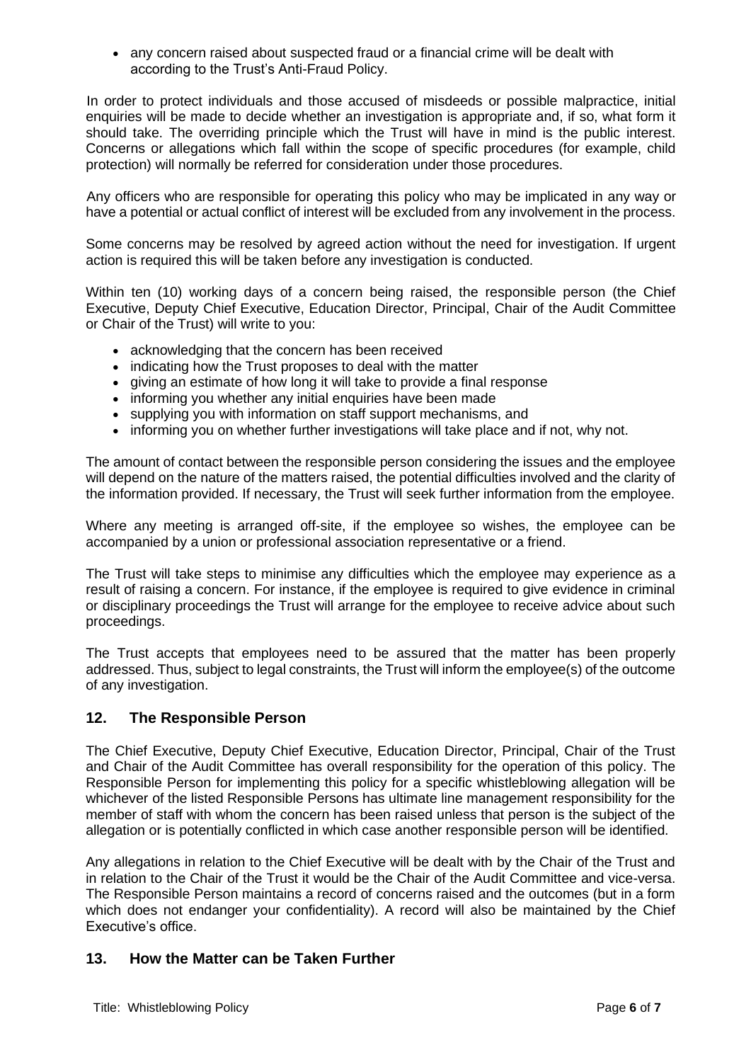- any concern raised about suspected fraud or a financial crime will be dealt with according to the Trust's Anti-Fraud Policy.

In order to protect individuals and those accused of misdeeds or possible malpractice, initial enquiries will be made to decide whether an investigation is appropriate and, if so, what form it should take. The overriding principle which the Trust will have in mind is the public interest. Concerns or allegations which fall within the scope of specific procedures (for example, child protection) will normally be referred for consideration under those procedures.

Any officers who are responsible for operating this policy who may be implicated in any way or have a potential or actual conflict of interest will be excluded from any involvement in the process.

Some concerns may be resolved by agreed action without the need for investigation. If urgent action is required this will be taken before any investigation is conducted.

Within ten (10) working days of a concern being raised, the responsible person (the Chief Executive, Deputy Chief Executive, Education Director, Principal, Chair of the Audit Committee or Chair of the Trust) will write to you:

- acknowledging that the concern has been received
- indicating how the Trust proposes to deal with the matter
- giving an estimate of how long it will take to provide a final response
- informing you whether any initial enquiries have been made
- supplying you with information on staff support mechanisms, and
- informing you on whether further investigations will take place and if not, why not.

The amount of contact between the responsible person considering the issues and the employee will depend on the nature of the matters raised, the potential difficulties involved and the clarity of the information provided. If necessary, the Trust will seek further information from the employee.

Where any meeting is arranged off-site, if the employee so wishes, the employee can be accompanied by a union or professional association representative or a friend.

The Trust will take steps to minimise any difficulties which the employee may experience as a result of raising a concern. For instance, if the employee is required to give evidence in criminal or disciplinary proceedings the Trust will arrange for the employee to receive advice about such proceedings.

The Trust accepts that employees need to be assured that the matter has been properly addressed. Thus, subject to legal constraints, the Trust will inform the employee(s) of the outcome of any investigation.

## 12. The Responsible Person

The Chief Executive, Deputy Chief Executive, Education Director, Principal, Chair of the Trust and Chair of the Audit Committee has overall responsibility for the operation of this policy. The Responsible Person for implementing this policy for a specific whistleblowing allegation will be whichever of the listed Responsible Persons has ultimate line management responsibility for the member of staff with whom the concern has been raised unless that person is the subject of the allegation or is potentially conflicted in which case another responsible person will be identified.

Any allegations in relation to the Chief Executive will be dealt with by the Chair of the Trust and in relation to the Chair of the Trust it would be the Chair of the Audit Committee and vice-versa. The Responsible Person maintains a record of concerns raised and the outcomes (but in a form which does not endanger your confidentiality). A record will also be maintained by the Chief Executive's office.

## 13. How the Matter can be Taken Further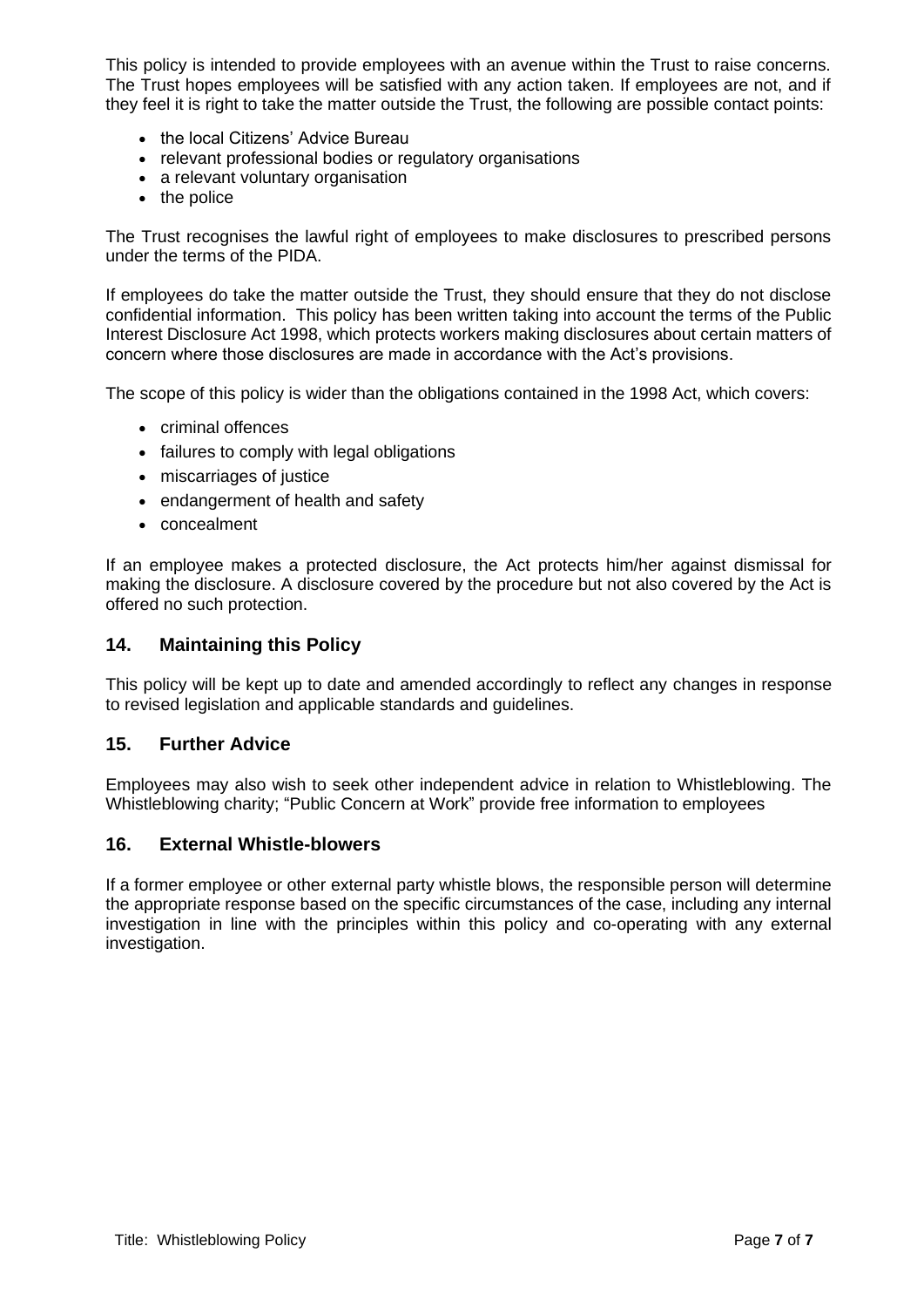This policy is intended to provide employees with an avenue within the Trust to raise concerns. The Trust hopes employees will be satisfied with any action taken. If employees are not, and if they feel it is right to take the matter outside the Trust, the following are possible contact points:

- the local Citizens' Advice Bureau
- relevant professional bodies or regulatory organisations
- a relevant voluntary organisation
- the police

The Trust recognises the lawful right of employees to make disclosures to prescribed persons under the terms of the PIDA.

If employees do take the matter outside the Trust, they should ensure that they do not disclose confidential information. This policy has been written taking into account the terms of the Public Interest Disclosure Act 1998, which protects workers making disclosures about certain matters of concern where those disclosures are made in accordance with the Act's provisions.

The scope of this policy is wider than the obligations contained in the 1998 Act, which covers:

- criminal offences
- failures to comply with legal obligations
- miscarriages of justice
- endangerment of health and safety
- concealment

If an employee makes a protected disclosure, the Act protects him/her against dismissal for making the disclosure. A disclosure covered by the procedure but not also covered by the Act is offered no such protection.

## 14. Maintaining this Policy

This policy will be kept up to date and amended accordingly to reflect any changes in response to revised legislation and applicable standards and guidelines.

## 15. Further Advice

Employees may also wish to seek other independent advice in relation to Whistleblowing. The Whistleblowing charity; "Public Concern at Work" provide free information to employees

## 16. External Whistle-blowers

If a former employee or other external party whistle blows, the responsible person will determine the appropriate response based on the specific circumstances of the case, including any internal investigation in line with the principles within this policy and co-operating with any external investigation.